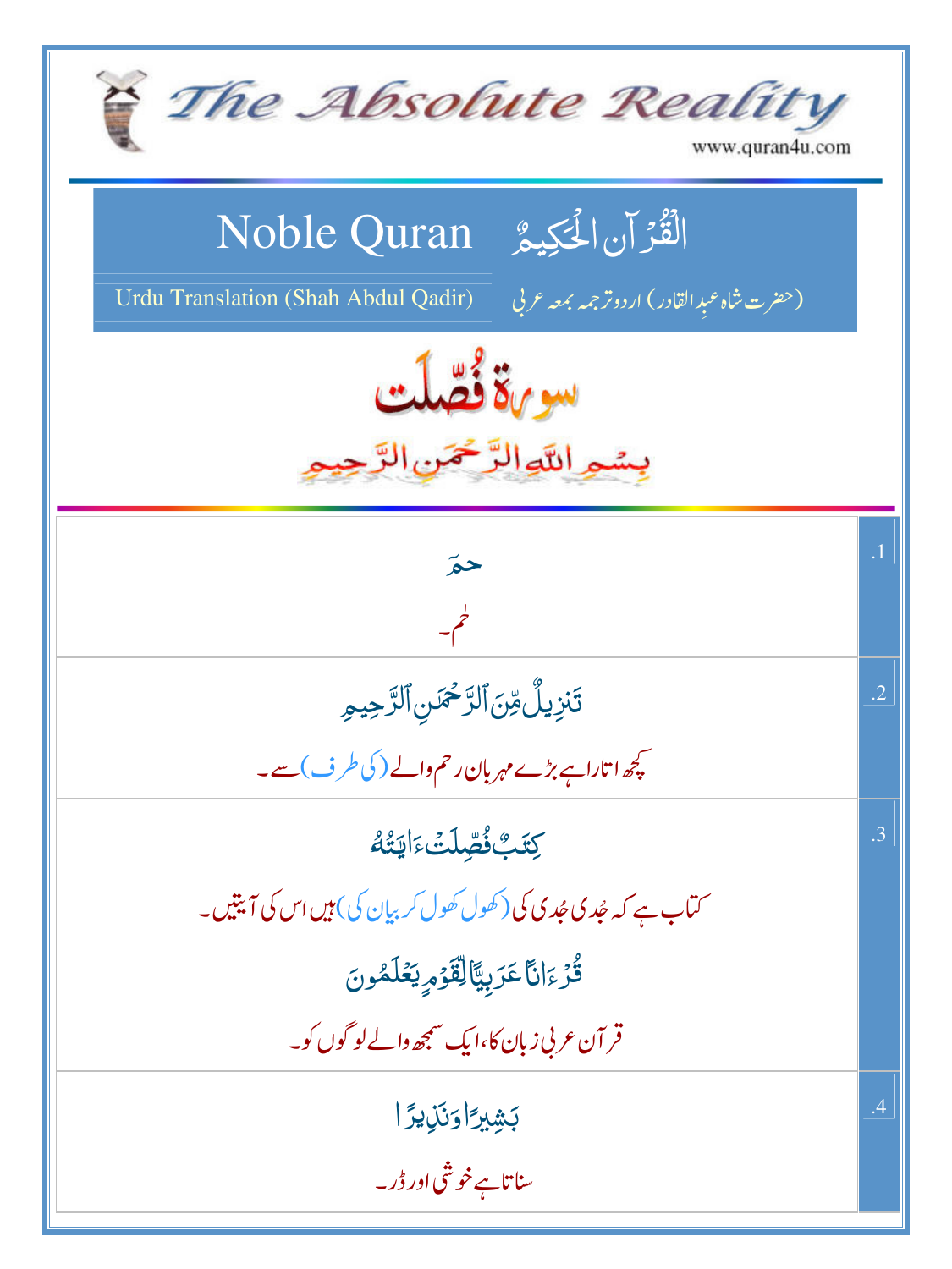# The Absolute Reality

www.quran4u.com

## Noble Quran — القُرآن الحَكِيمُ

Urdu Translation (Shah Abdul Qadir) — (حضرت شاہ عبدِالقادر) اردو ترجمہ بمعہ عربی

# سورۃ فُصّلت

بِسۡمِ اللّٰہِ الرَّحۡمٰنِ الرَّحِیۡمِ

| | |
|---|---|
| .1 | حمٓ<br>حٰم۔ |
| .2 | تَنزِيلٌ مِّنَ ٱلرَّحۡمَـٰنِ ٱلرَّحِيمِ<br>کچھ اتارا ہے بڑے مہربان رحم والے (کی طرف) سے۔ |
| .3 | كِتَـٰبٌ فُصِّلَتۡ ءَايَـٰتُهُ<br>کتاب ہے کہ جُدی جُدی کی (کھول کھول کر بیان کی) ہیں اس کی آیتیں۔<br>قُرۡءَانًا عَرَبِيًّا لِّقَوۡمٍ يَعۡلَمُونَ<br>قرآن عربی زبان کا، ایک سمجھ والے لوگوں کو۔ |
| .4 | بَشِيرًا وَنَذِيرًا<br>سناتا ہے خوشی اور ڈر۔ |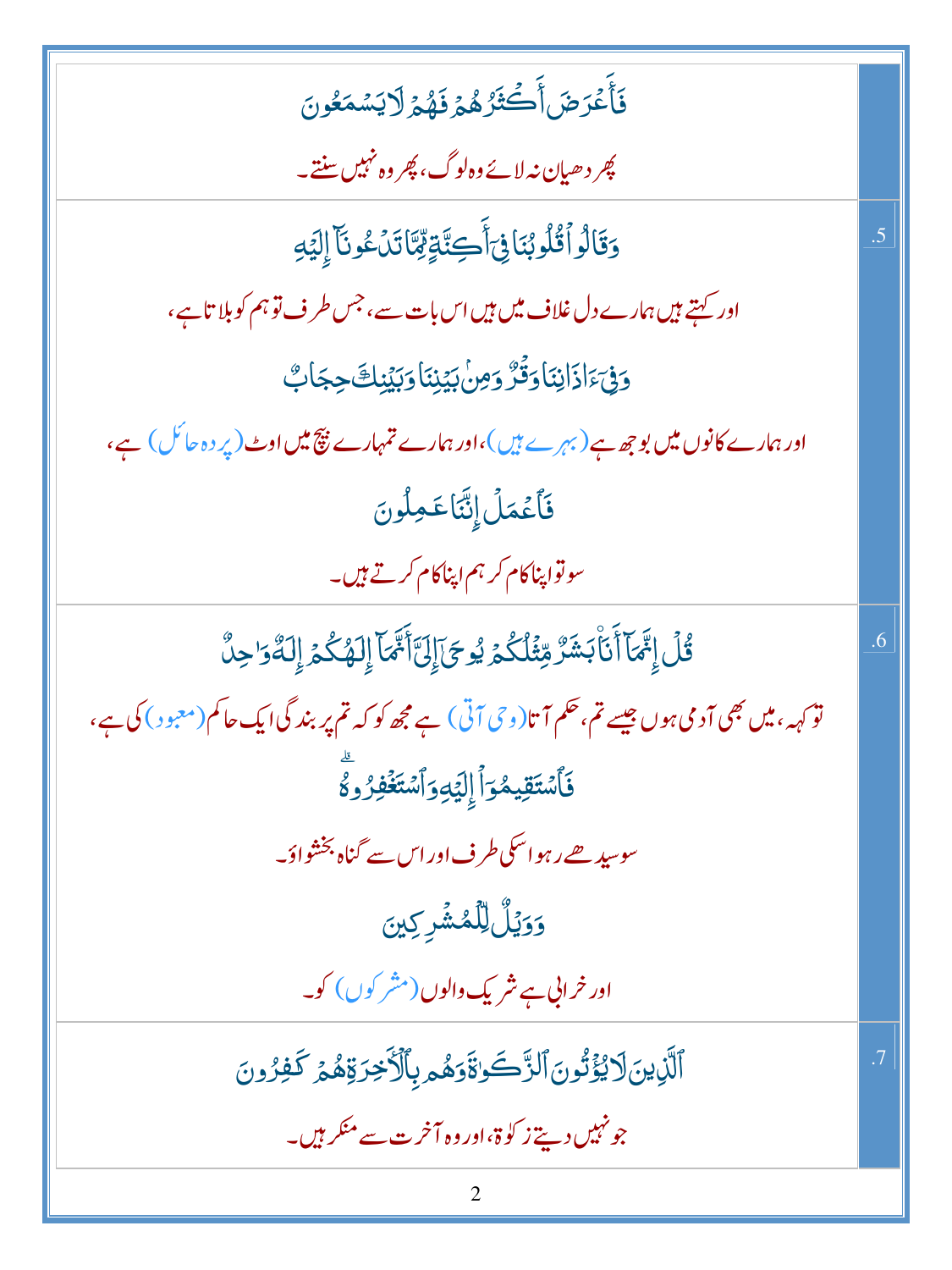| | |
|---|---|
| فَأَعۡرَضَ أَكۡثَرُهُمۡ فَهُمۡ لَا يَسۡمَعُونَ<br>پھر دھیان نہ لائے وہ لوگ، پھر وہ نہیں سنتے۔ | |
| وَقَالُواْ قُلُوبُنَا فِيٓ أَكِنَّةٖ مِّمَّا تَدۡعُونَآ إِلَيۡهِ<br>اور کہتے ہیں ہمارے دل غلاف میں ہیں اس بات سے، جس طرف تو ہم کو بلاتا ہے،<br>وَفِيٓ ءَاذَانِنَا وَقۡرٞ وَمِنۢ بَيۡنِنَا وَبَيۡنِكَ حِجَابٞ<br>اور ہمارے کانوں میں بوجھ ہے (بہرے ہیں)، اور ہمارے تمہارے بیچ میں اوٹ (پردہ حائل) ہے،<br>فَٱعۡمَلۡ إِنَّنَا عَٰمِلُونَ<br>سو تو اپنا کام کر ہم اپنا کام کرتے ہیں۔ | .5 |
| قُلۡ إِنَّمَآ أَنَا۠ بَشَرٞ مِّثۡلُكُمۡ يُوحَىٰٓ إِلَيَّ أَنَّمَآ إِلَٰهُكُمۡ إِلَٰهٞ وَٰحِدٞ<br>تو کہہ، میں بھی آدمی ہوں جیسے تم، حکم آتا (وحی آتی) ہے مجھ کو کہ تم پر بندگی ایک حاکم (معبود) کی ہے،<br>فَٱسۡتَقِيمُوٓاْ إِلَيۡهِ وَٱسۡتَغۡفِرُوهُۗ<br>سو سیدھے رہو اسکی طرف اور اس سے گناہ بخشواؤ۔<br>وَوَيۡلٞ لِّلۡمُشۡرِكِينَ<br>اور خرابی ہے شریک والوں (مشرکوں) کو۔ | .6 |
| ٱلَّذِينَ لَا يُؤۡتُونَ ٱلزَّكَوٰةَ وَهُم بِٱلۡأٓخِرَةِ هُمۡ كَٰفِرُونَ<br>جو نہیں دیتے زکوۃ، اور وہ آخرت سے منکر ہیں۔ | .7 |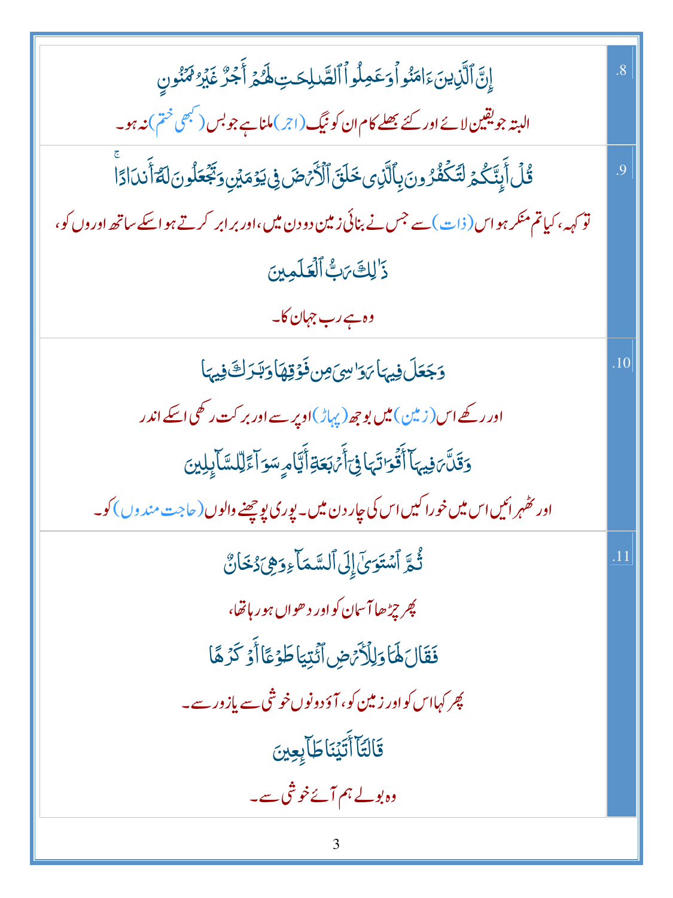| | |
|---|---|
| إِنَّ ٱلَّذِينَ ءَامَنُوا۟ وَعَمِلُوا۟ ٱلصَّـٰلِحَـٰتِ لَهُمْ أَجْرٌ غَيْرُ مَمْنُونٍ<br><br>البتہ جو یقین لائے اور کئے بھلے کام ان کو نیگ (اجر) ملنا ہے جو بس (کبھی ختم) نہ ہو۔ | .8 |
| قُلْ أَئِنَّكُمْ لَتَكْفُرُونَ بِٱلَّذِى خَلَقَ ٱلْأَرْضَ فِى يَوْمَيْنِ وَتَجْعَلُونَ لَهُۥٓ أَندَادًا<br><br>تو کہہ، کیا تم منکر ہو اس (ذات) سے جس نے بنائی زمین دو دن میں، اور برابر کرتے ہو اسکے ساتھ اوروں کو،<br><br>ذَٰلِكَ رَبُّ ٱلْعَـٰلَمِينَ<br><br>وہ ہے رب جہان کا۔ | .9 |
| وَجَعَلَ فِيهَا رَوَٰسِىَ مِن فَوْقِهَا وَبَـٰرَكَ فِيهَا<br><br>اور رکھے اس (زمین) میں بوجھ (پہاڑ) اوپر سے اور برکت رکھی اسکے اندر<br><br>وَقَدَّرَ فِيهَآ أَقْوَٰتَهَا فِىٓ أَرْبَعَةِ أَيَّامٍ سَوَآءً لِّلسَّآئِلِينَ<br><br>اور ٹھہرائیں اس میں خوراکیں اس کی چار دن میں۔ پوری پوچھنے والوں (حاجت مندوں) کو۔ | .10 |
| ثُمَّ ٱسْتَوَىٰٓ إِلَى ٱلسَّمَآءِ وَهِىَ دُخَانٌ<br><br>پھر چڑھا آسمان کو اور دھواں ہو رہا تھا،<br><br>فَقَالَ لَهَا وَلِلْأَرْضِ ٱئْتِيَا طَوْعًا أَوْ كَرْهًا<br><br>پھر کہا اس کو اور زمین کو، آؤ دونوں خوشی سے یا زور سے۔<br><br>قَالَتَآ أَتَيْنَا طَآئِعِينَ<br><br>وہ بولے ہم آئے خوشی سے۔ | .11 |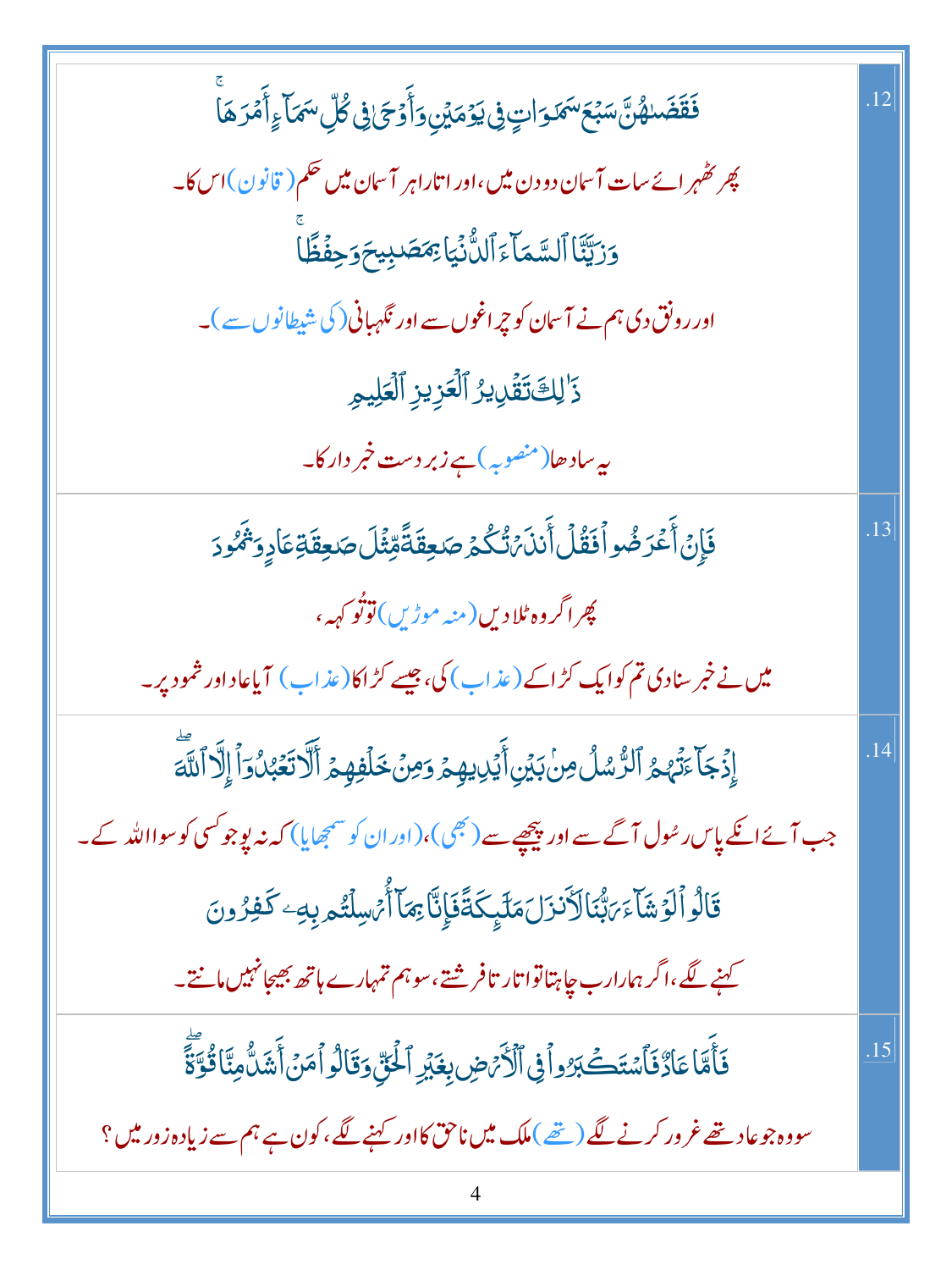| | |
|---|---|
| فَقَضَىٰهُنَّ سَبۡعَ سَمَٰوَاتٖ فِي يَوۡمَيۡنِ وَأَوۡحَىٰ فِي كُلِّ سَمَآءٍ أَمۡرَهَاۚ<br>پھر ٹھہرائے سات آسمان دو دن میں، اور اتارا ہر آسمان میں حکم (قانون) اس کا۔<br>وَزَيَّنَّا ٱلسَّمَآءَ ٱلدُّنۡيَا بِمَصَٰبِيحَ وَحِفۡظٗاۚ<br>اور رونق دی ہم نے آسمان کو چراغوں سے اور نگہبانی (کی شیطانوں سے)۔<br>ذَٰلِكَ تَقۡدِيرُ ٱلۡعَزِيزِ ٱلۡعَلِيمِ<br>یہ سادھا (منصوبہ) ہے زبردست خبردار کا۔ | .12 |
| فَإِنۡ أَعۡرَضُواْ فَقُلۡ أَنذَرۡتُكُمۡ صَٰعِقَةٗ مِّثۡلَ صَٰعِقَةِ عَادٖ وَثَمُودَ<br>پھر اگر وہ ٹلا دیں (منہ موڑیں) تو تُو کہہ،<br>میں نے خبر سنادی تم کو ایک کڑاکے (عذاب) کی، جیسے کڑاکا (عذاب) آیا عاد اور ثمود پر۔ | .13 |
| إِذۡ جَآءَتۡهُمُ ٱلرُّسُلُ مِنۢ بَيۡنِ أَيۡدِيهِمۡ وَمِنۡ خَلۡفِهِمۡ أَلَّا تَعۡبُدُوٓاْ إِلَّا ٱللَّهَۖ<br>جب آئے انکے پاس رسُول آگے سے اور پیچھے سے (بھی)، (اور ان کو سمجھایا) کہ نہ پوجو کسی کو سوا اللہ کے۔<br>قَالُواْ لَوۡ شَآءَ رَبُّنَا لَأَنزَلَ مَلَٰٓئِكَةٗ فَإِنَّا بِمَآ أُرۡسِلۡتُم بِهِۦ كَٰفِرُونَ<br>کہنے لگے، اگر ہمارا رب چاہتا تو اتارتا فرشتے، سو ہم تمہارے ہاتھ بھیجا نہیں مانتے۔ | .14 |
| فَأَمَّا عَادٞ فَٱسۡتَكۡبَرُواْ فِي ٱلۡأَرۡضِ بِغَيۡرِ ٱلۡحَقِّ وَقَالُواْ مَنۡ أَشَدُّ مِنَّا قُوَّةًۖ<br>سو وہ جو عاد تھے غرور کرنے لگے (تھے) ملک میں ناحق کا اور کہنے لگے، کون ہے ہم سے زیادہ زور میں؟ | .15 |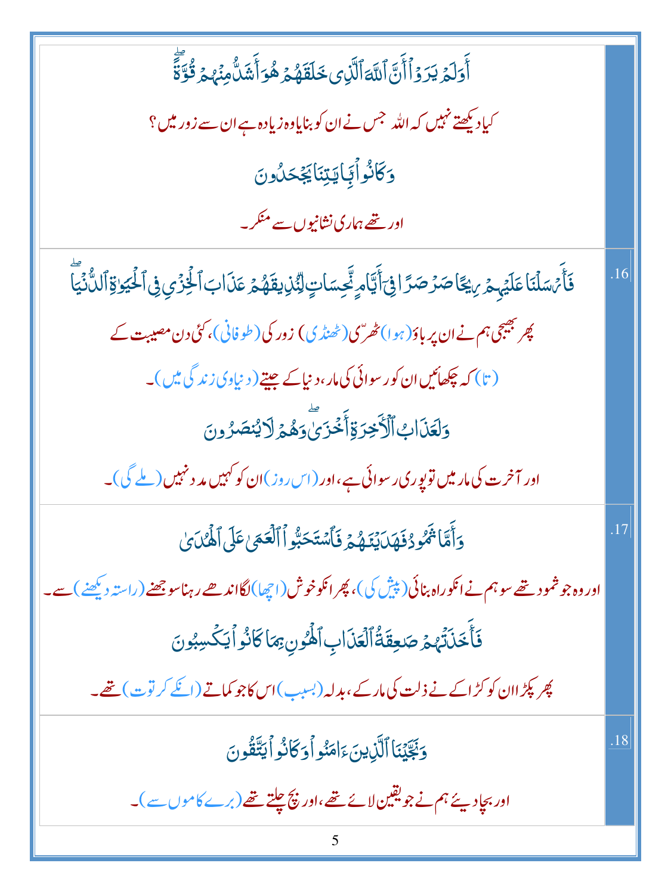| | |
|---|---|
| أَوَلَمْ يَرَوْا أَنَّ ٱللَّهَ ٱلَّذِى خَلَقَهُمْ هُوَ أَشَدُّ مِنْهُمْ قُوَّةً ۖ<br><br>کیا دیکھتے نہیں کہ اللہ جس نے ان کو بنایا وہ زیادہ ہے ان سے زور میں؟<br><br>وَكَانُوا۟ بِـَٔايَـٰتِنَا يَجْحَدُونَ<br><br>اور تھے ہماری نشانیوں سے منکر۔ | |
| فَأَرْسَلْنَا عَلَيْهِمْ رِيحًا صَرْصَرًا فِىٓ أَيَّامٍ نَّحِسَاتٍ لِّنُذِيقَهُمْ عَذَابَ ٱلْخِزْىِ فِى ٱلْحَيَوٰةِ ٱلدُّنْيَا ۖ<br><br>پھر بھیجی ہم نے ان پر باؤ (ہوا) ٹھرّی (ٹھنڈی) زور کی (طوفانی)، کئی دن مصیبت کے<br><br>(تا) کہ چکھائیں ان کو رسوائی کی مار، دنیا کے جیتے (دنیاوی زندگی میں)۔<br><br>وَلَعَذَابُ ٱلْـَٔاخِرَةِ أَخْزَىٰ ۖ وَهُمْ لَا يُنصَرُونَ<br><br>اور آخرت کی مار میں تو پوری رسوائی ہے، اور (اس روز) ان کو کہیں مدد نہیں (ملے گی)۔ | .16 |
| وَأَمَّا ثَمُودُ فَهَدَيْنَـٰهُمْ فَٱسْتَحَبُّوا۟ ٱلْعَمَىٰ عَلَى ٱلْهُدَىٰ<br><br>اور وہ جو ثمود تھے سو ہم نے انکو راہ بتائی (پیش کی)، پھر انکو خوش (اچھا) لگا اندھے رہنا سوجھنے (راستہ دیکھنے) سے۔<br><br>فَأَخَذَتْهُمْ صَـٰعِقَةُ ٱلْعَذَابِ ٱلْهُونِ بِمَا كَانُوا۟ يَكْسِبُونَ<br><br>پھر پکڑا ان کو کڑاکے نے ذلت کی مار کے، بدلہ (بسبب) اس کا جو کماتے (انکے کرتوت) تھے۔ | .17 |
| وَنَجَّيْنَا ٱلَّذِينَ ءَامَنُوا۟ وَكَانُوا۟ يَتَّقُونَ<br><br>اور بچا دیئے ہم نے جو یقین لائے تھے، اور بچ چلتے تھے (برے کاموں سے)۔ | .18 |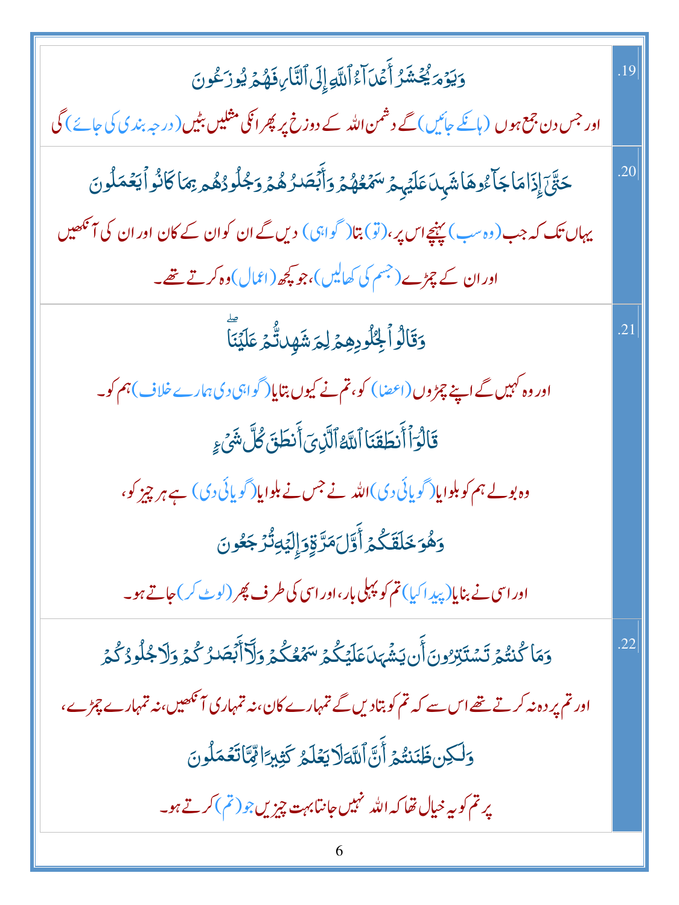| | |
|---|---|
| وَيَوْمَ يُحْشَرُ أَعْدَآءُ ٱللَّهِ إِلَى ٱلنَّارِ فَهُمْ يُوزَعُونَ<br>اور جس دن جمع ہوں (ہانکے جائیں) گے دشمن اللہ کے دوزخ پر پھر انکی مثلیں بٹیں (درجہ بندی کی جائے) گی | .19 |
| حَتَّىٰٓ إِذَا مَا جَآءُوهَا شَهِدَ عَلَيْهِمْ سَمْعُهُمْ وَأَبْصَٰرُهُمْ وَجُلُودُهُم بِمَا كَانُوا۟ يَعْمَلُونَ<br>یہاں تک کہ جب (وہ سب) پہنچے اس پر، (تو) بتا (گواہی) دیں گے ان کو ان کے کان اور ان کی آنکھیں اور ان کے چمڑے (جسم کی کھالیں)، جو کچھ (اعمال) وہ کرتے تھے۔ | .20 |
| وَقَالُوا۟ لِجُلُودِهِمْ لِمَ شَهِدتُّمْ عَلَيْنَا<br>اور وہ کہیں گے اپنے چمڑوں (اعضا) کو، تم نے کیوں بتایا (گواہی دی ہمارے خلاف) ہم کو۔<br>قَالُوٓا۟ أَنطَقَنَا ٱللَّهُ ٱلَّذِىٓ أَنطَقَ كُلَّ شَىْءٍ<br>وہ بولے ہم کو بلوایا (گویائی دی) اللہ نے جس نے بلوایا (گویائی دی) ہے ہر چیز کو،<br>وَهُوَ خَلَقَكُمْ أَوَّلَ مَرَّةٍ وَإِلَيْهِ تُرْجَعُونَ<br>اور اسی نے بنایا (پیدا کیا) تم کو پہلی بار، اور اسی کی طرف پھر (لوٹ کر) جاتے ہو۔ | .21 |
| وَمَا كُنتُمْ تَسْتَتِرُونَ أَن يَشْهَدَ عَلَيْكُمْ سَمْعُكُمْ وَلَآ أَبْصَٰرُكُمْ وَلَا جُلُودُكُمْ<br>اور تم پردہ نہ کرتے تھے اس سے کہ تم کو بتا دیں گے تمہارے کان، نہ تمہاری آنکھیں، نہ تمہارے چمڑے،<br>وَلَٰكِن ظَنَنتُمْ أَنَّ ٱللَّهَ لَا يَعْلَمُ كَثِيرًا مِّمَّا تَعْمَلُونَ<br>پر تم کو یہ خیال تھا کہ اللہ نہیں جانتا بہت چیزیں جو (تم) کرتے ہو۔ | .22 |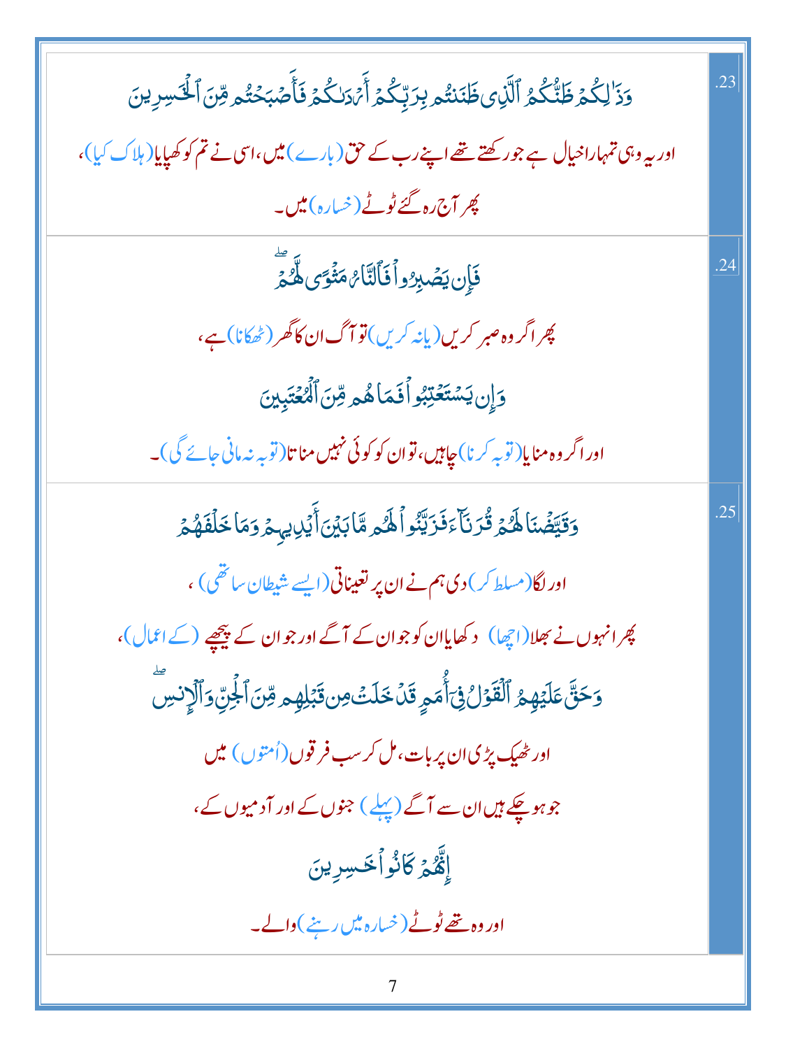| | |
|---|---|
| وَذَٰلِكُمْ ظَنُّكُمُ ٱلَّذِى ظَنَنتُم بِرَبِّكُمْ أَرْدَىٰكُمْ فَأَصْبَحْتُم مِّنَ ٱلْخَٰسِرِينَ<br>اور یہ وہی تمہارا خیال ہے جو رکھتے تھے اپنے رب کے حق (بارے) میں، اسی نے تم کو کھپایا (ہلاک کیا)،<br>پھر آج رہ گئے ٹوٹے (خسارہ) میں۔ | .23 |
| فَإِن يَصْبِرُوا۟ فَٱلنَّارُ مَثْوًى لَّهُمْ ۖ<br>پھر اگر وہ صبر کریں (یا نہ کریں) تو آگ ان کا گھر (ٹھکانا) ہے،<br>وَإِن يَسْتَعْتِبُوا۟ فَمَا هُم مِّنَ ٱلْمُعْتَبِينَ<br>اور اگر وہ منایا (توبہ کرنا) چاہیں، تو ان کو کوئی نہیں مناتا (توبہ نہ مانی جائے گی)۔ | .24 |
| وَقَيَّضْنَا لَهُمْ قُرَنَآءَ فَزَيَّنُوا۟ لَهُم مَّا بَيْنَ أَيْدِيهِمْ وَمَا خَلْفَهُمْ<br>اور لگا (مسلط کر) دی ہم نے ان پر تعیناتی (ایسے شیطان ساتھی)،<br>پھر انہوں نے بھلا (اچھا) دکھایا ان کو جو ان کے آگے اور جو ان کے پیچھے (کے اعمال)،<br>وَحَقَّ عَلَيْهِمُ ٱلْقَوْلُ فِىٓ أُمَمٍ قَدْ خَلَتْ مِن قَبْلِهِم مِّنَ ٱلْجِنِّ وَٱلْإِنسِ ۖ<br>اور ٹھیک پڑی ان پر بات، مل کر سب فرقوں (اُمتوں) میں<br>جو ہو چکے ہیں ان سے آگے (پہلے) جنوں کے اور آدمیوں کے،<br>إِنَّهُمْ كَانُوا۟ خَٰسِرِينَ<br>اور وہ تھے ٹوٹے (خسارہ میں رہنے) والے۔ | .25 |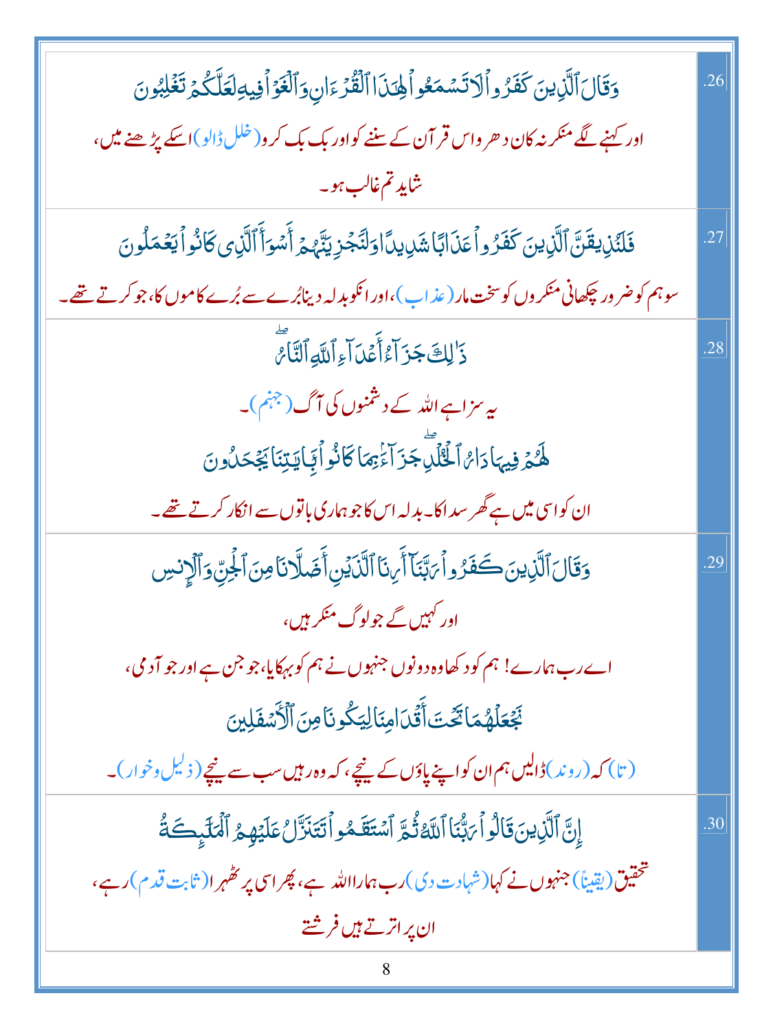| | |
|---|---|
| وَقَالَ ٱلَّذِينَ كَفَرُوا۟ لَا تَسْمَعُوا۟ لِهَٰذَا ٱلْقُرْءَانِ وَٱلْغَوْا۟ فِيهِ لَعَلَّكُمْ تَغْلِبُونَ<br>اور کہنے لگے منکر نہ کان دھر و اس قرآن کے سننے کو اور بک بک کرو (خلل ڈالو) اسکے پڑھنے میں،<br>شاید تم غالب ہو۔ | .26 |
| فَلَنُذِيقَنَّ ٱلَّذِينَ كَفَرُوا۟ عَذَابًا شَدِيدًا وَلَنَجْزِيَنَّهُمْ أَسْوَأَ ٱلَّذِى كَانُوا۟ يَعْمَلُونَ<br>سو ہم کو ضرور چکھانی منکروں کو سخت مار (عذاب)، اور انکو بدلہ دینا بُرے سے بُرے کاموں کا، جو کرتے تھے۔ | .27 |
| ذَٰلِكَ جَزَآءُ أَعْدَآءِ ٱللَّهِ ٱلنَّارُ ۖ<br>یہ سزا ہے اللہ کے دشمنوں کی آگ (جہنم)۔<br>لَهُمْ فِيهَا دَارُ ٱلْخُلْدِ ۖ جَزَآءًۢ بِمَا كَانُوا۟ بِـَٔايَٰتِنَا يَجْحَدُونَ<br>ان کو اسی میں ہے گھر سدا کا۔ بدلہ اس کا جو ہماری باتوں سے انکار کرتے تھے۔ | .28 |
| وَقَالَ ٱلَّذِينَ كَفَرُوا۟ رَبَّنَآ أَرِنَا ٱلَّذَيْنِ أَضَلَّانَا مِنَ ٱلْجِنِّ وَٱلْإِنسِ<br>اور کہیں گے جو لوگ منکر ہیں،<br>اے رب ہمارے! ہم کو دکھا وہ دونوں جنہوں نے ہم کو بہکایا، جو جن ہے اور جو آدمی،<br>نَجْعَلْهُمَا تَحْتَ أَقْدَامِنَا لِيَكُونَا مِنَ ٱلْأَسْفَلِينَ<br>(تا) کہ (روند) ڈالیں ہم ان کو اپنے پاؤں کے نیچے، کہ وہ رہیں سب سے نیچے (ذلیل وخوار)۔ | .29 |
| إِنَّ ٱلَّذِينَ قَالُوا۟ رَبُّنَا ٱللَّهُ ثُمَّ ٱسْتَقَٰمُوا۟ تَتَنَزَّلُ عَلَيْهِمُ ٱلْمَلَٰٓئِكَةُ<br>تحقیق (یقیناً) جنہوں نے کہا (شہادت دی) رب ہمارا اللہ ہے، پھر اسی پر ٹھہرا (ثابت قدم) رہے،<br>ان پر اترتے ہیں فرشتے | .30 |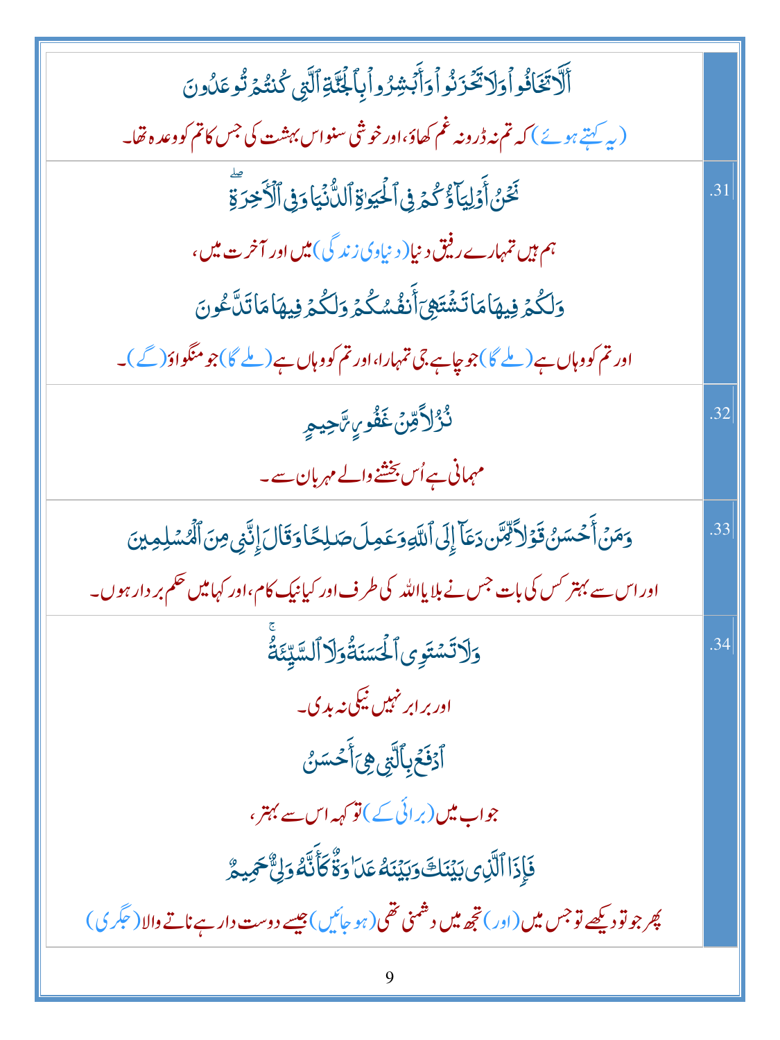| | |
|---|---|
| أَلَّا تَخَافُوا وَلَا تَحْزَنُوا وَأَبْشِرُوا بِالْجَنَّةِ الَّتِي كُنتُمْ تُوعَدُونَ<br><br>(یہ کہتے ہوئے) کہ تم نہ ڈرو نہ غم کھاؤ، اور خوشی سنو اس بہشت کی جس کا تم کو وعدہ تھا۔ | |
| نَحْنُ أَوْلِيَاؤُكُمْ فِي الْحَيَاةِ الدُّنْيَا وَفِي الْآخِرَةِ<br><br>ہم ہیں تمہارے رفیق دنیا (دنیاوی زندگی) میں اور آخرت میں،<br><br>وَلَكُمْ فِيهَا مَا تَشْتَهِي أَنفُسُكُمْ وَلَكُمْ فِيهَا مَا تَدَّعُونَ<br><br>اور تم کو وہاں ہے (ملے گا) جو چاہے جی تمہارا، اور تم کو وہاں ہے (ملے گا) جو منگواؤ (گے)۔ | .31 |
| نُزُلًا مِّنْ غَفُورٍ رَّحِيمٍ<br><br>مہمانی ہے اُس بخشنے والے مہربان سے۔ | .32 |
| وَمَنْ أَحْسَنُ قَوْلًا مِّمَّن دَعَا إِلَى اللَّهِ وَعَمِلَ صَالِحًا وَقَالَ إِنَّنِي مِنَ الْمُسْلِمِينَ<br><br>اور اس سے بہتر کس کی بات جس نے بلایا اللہ کی طرف اور کیا نیک کام، اور کہا میں حکم بردار ہوں۔ | .33 |
| وَلَا تَسْتَوِي الْحَسَنَةُ وَلَا السَّيِّئَةُ<br><br>اور برابر نہیں نیکی نہ بدی۔<br><br>ادْفَعْ بِالَّتِي هِيَ أَحْسَنُ<br><br>جواب میں (برائی کے) تو کہہ اس سے بہتر،<br><br>فَإِذَا الَّذِي بَيْنَكَ وَبَيْنَهُ عَدَاوَةٌ كَأَنَّهُ وَلِيٌّ حَمِيمٌ<br><br>پھر جو تو دیکھے تو جس میں (اور) تجھ میں دشمنی تھی (ہو جائیں) جیسے دوست دار ہے ناتے والا (جگری) | .34 |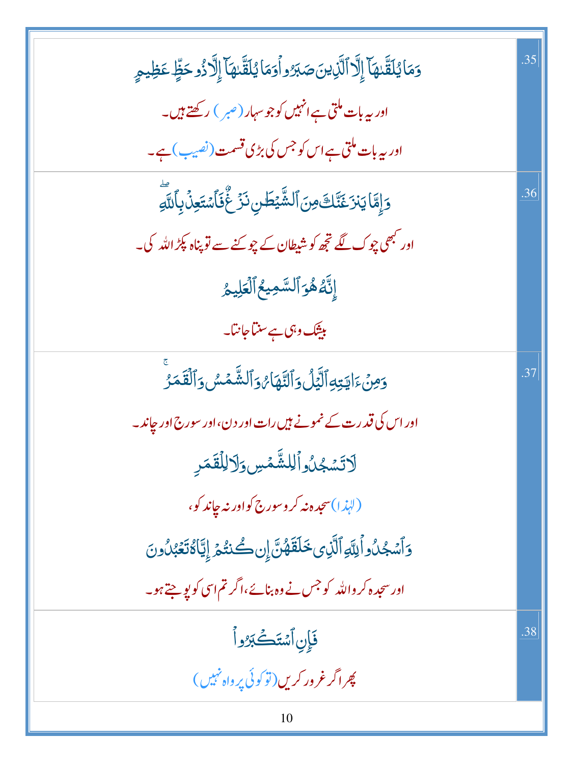| | |
|---|---|
| وَمَا يُلَقَّىٰهَآ إِلَّا ٱلَّذِينَ صَبَرُواْ وَمَا يُلَقَّىٰهَآ إِلَّا ذُو حَظٍّ عَظِيمٍ<br>اور یہ بات ملتی ہے انہیں کو جو سہار (صبر) رکھتے ہیں۔<br>اور یہ بات ملتی ہے اس کو جس کی بڑی قسمت (نصیب) ہے۔ | .35 |
| وَإِمَّا يَنزَغَنَّكَ مِنَ ٱلشَّيْطَٰنِ نَزْغٌ فَٱسْتَعِذْ بِٱللَّهِ<br>اور کبھی چوک لگے تجھ کو شیطان کے چوکنے سے تو پناہ پکڑ اللہ کی۔<br>إِنَّهُۥ هُوَ ٱلسَّمِيعُ ٱلْعَلِيمُ<br>بیشک وہی ہے سنتا جانتا۔ | .36 |
| وَمِنْ ءَايَٰتِهِ ٱلَّيْلُ وَٱلنَّهَارُ وَٱلشَّمْسُ وَٱلْقَمَرُ<br>اور اس کی قدرت کے نمونے ہیں رات اور دن، اور سورج اور چاند۔<br>لَا تَسْجُدُواْ لِلشَّمْسِ وَلَا لِلْقَمَرِ<br>(لہٰذا) سجدہ نہ کرو سورج کو اور نہ چاند کو،<br>وَٱسْجُدُواْ لِلَّهِ ٱلَّذِى خَلَقَهُنَّ إِن كُنتُمْ إِيَّاهُ تَعْبُدُونَ<br>اور سجدہ کرو اللہ کو جس نے وہ بنائے، اگر تم اسی کو پوجتے ہو۔ | .37 |
| فَإِنِ ٱسْتَكْبَرُواْ<br>پھر اگر غرور کریں (تو کوئی پرواہ نہیں) | .38 |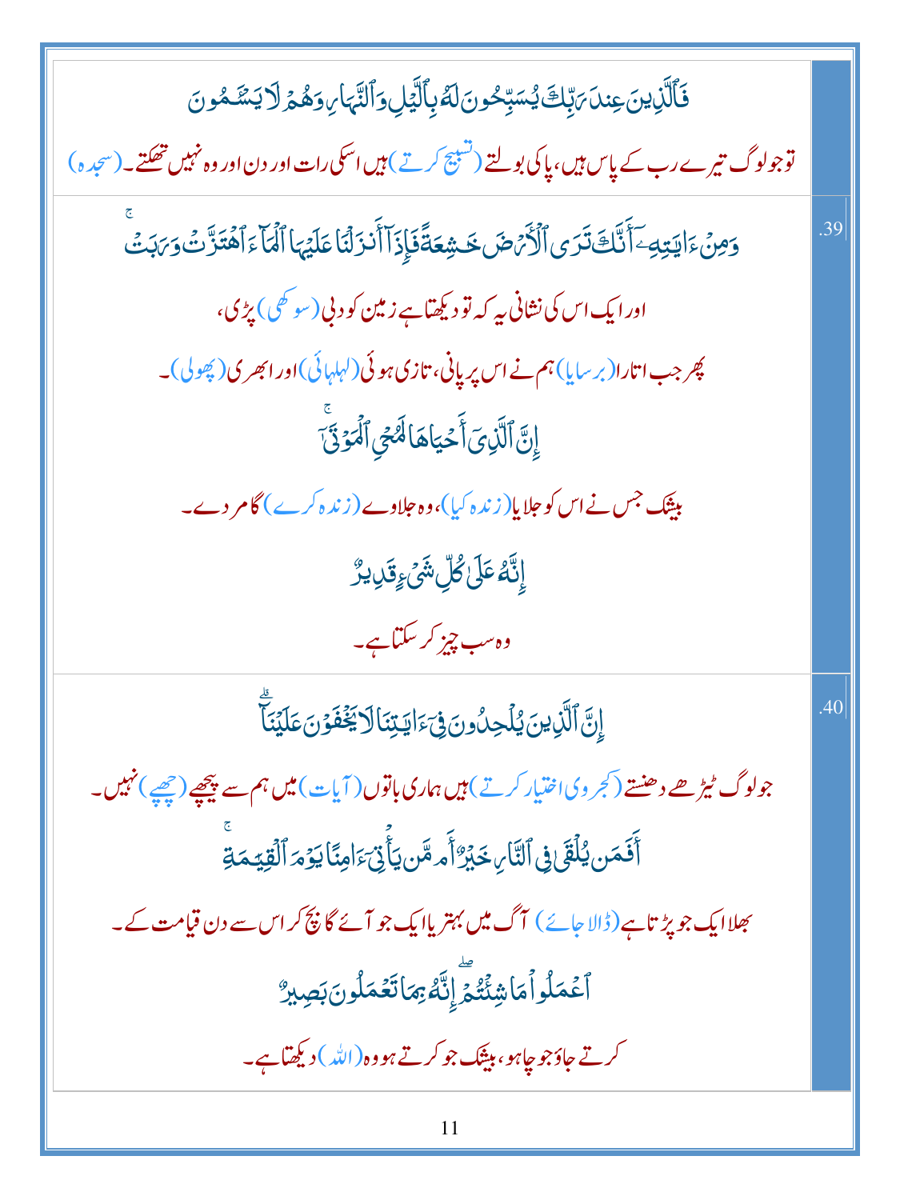| | |
|---|---|
| | فَٱلَّذِينَ عِندَ رَبِّكَ يُسَبِّحُونَ لَهُۥ بِٱلَّيۡلِ وَٱلنَّهَارِ وَهُمۡ لَا يَسۡـَٔمُونَ ۩<br><br>توجولوگ تیرے رب کے پاس ہیں، پاکی بولتے (تسبیح کرتے) ہیں اسکی رات اور دن اور وہ نہیں تھکتے۔ (سجدہ) |
| .39 | وَمِنۡ ءَايَٰتِهِۦٓ أَنَّكَ تَرَى ٱلۡأَرۡضَ خَٰشِعَةً فَإِذَآ أَنزَلۡنَا عَلَيۡهَا ٱلۡمَآءَ ٱهۡتَزَّتۡ وَرَبَتۡۚ<br><br>اور ایک اس کی نشانی یہ کہ تو دیکھتا ہے زمین کو دبی (سوکھی) پڑی،<br><br>پھر جب اتارا (برسایا) ہم نے اس پر پانی، تازی ہوئی (لہلہائی) اور ابھری (پھولی)۔<br><br>إِنَّ ٱلَّذِيٓ أَحۡيَاهَا لَمُحۡيِ ٱلۡمَوۡتَىٰٓۚ<br><br>بیشک جس نے اس کو جلایا (زندہ کیا)، وہ جلاوے (زندہ کرے) گا مردے۔<br><br>إِنَّهُۥ عَلَىٰ كُلِّ شَيۡءٖ قَدِيرٌ<br><br>وہ سب چیز کر سکتا ہے۔ |
| .40 | إِنَّ ٱلَّذِينَ يُلۡحِدُونَ فِيٓ ءَايَٰتِنَا لَا يَخۡفَوۡنَ عَلَيۡنَآۗ<br><br>جولوگ ٹیڑھے دھنتے (کجروی اختیار کرتے) ہیں ہماری باتوں (آیات) میں ہم سے پیچھے (چھپے) نہیں۔<br><br>أَفَمَن يُلۡقَىٰ فِي ٱلنَّارِ خَيۡرٌ أَم مَّن يَأۡتِيٓ ءَامِنٗا يَوۡمَ ٱلۡقِيَٰمَةِۚ<br><br>بھلا ایک جو پڑتا ہے (ڈالا جائے) آگ میں بہتر یا ایک جو آئے گا بچ کر اس سے دن قیامت کے۔<br><br>ٱعۡمَلُواْ مَا شِئۡتُمۡ إِنَّهُۥ بِمَا تَعۡمَلُونَ بَصِيرٌ<br><br>کرتے جاؤ جو چاہو، بیشک جو کرتے ہو وہ (اللہ) دیکھتا ہے۔ |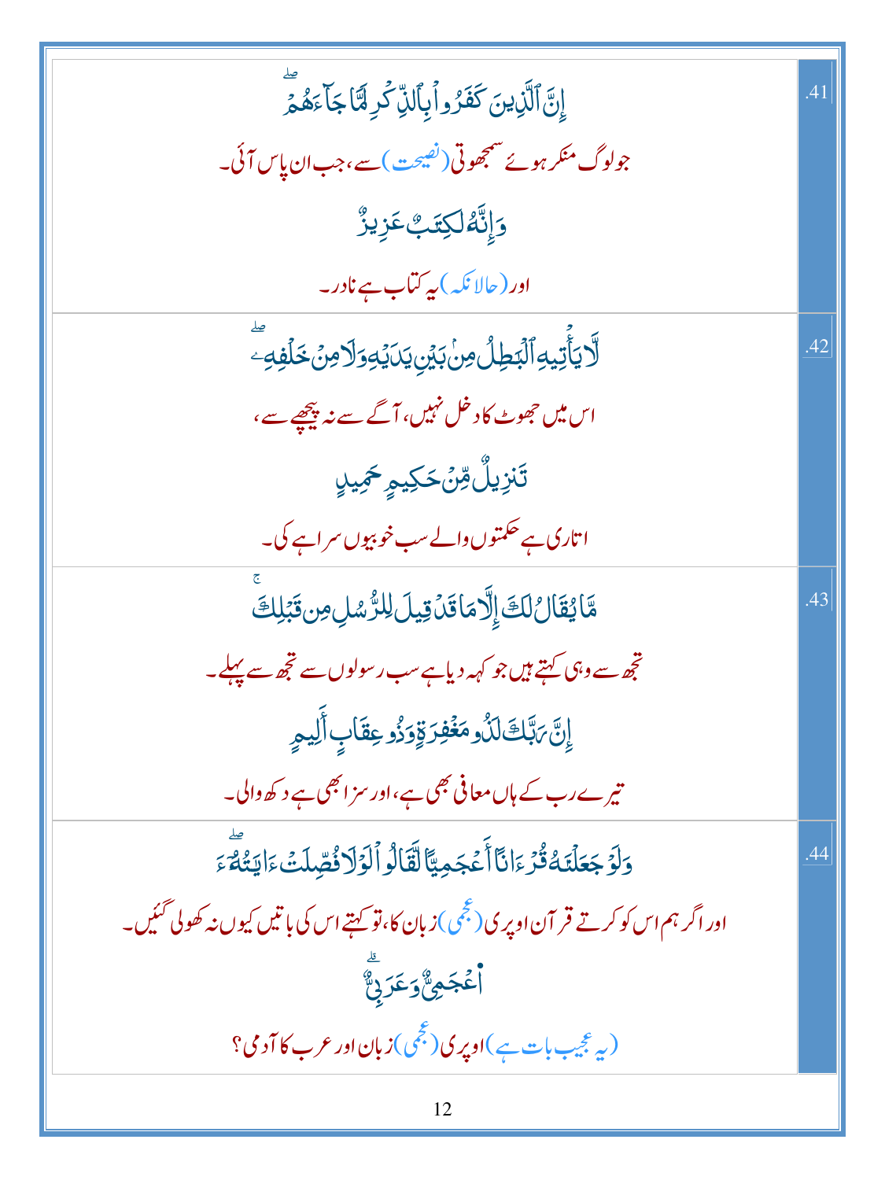| | |
|---|---|
| إِنَّ ٱلَّذِينَ كَفَرُوا۟ بِٱلذِّكْرِ لَمَّا جَآءَهُمْ ۖ<br>جو لوگ منکر ہوئے سمجھوتی (نصیحت) سے، جب ان پاس آئی۔<br>وَإِنَّهُۥ لَكِتَـٰبٌ عَزِيزٌ<br>اور (حالانکہ) یہ کتاب ہے نادر۔ | .41 |
| لَّا يَأْتِيهِ ٱلْبَـٰطِلُ مِنۢ بَيْنِ يَدَيْهِ وَلَا مِنْ خَلْفِهِۦ ۖ<br>اس میں جھوٹ کا دخل نہیں، آگے سے نہ پیچھے سے،<br>تَنزِيلٌ مِّنْ حَكِيمٍ حَمِيدٍ<br>اتاری ہے حکمتوں والے سب خوبیوں سراہے کی۔ | .42 |
| مَّا يُقَالُ لَكَ إِلَّا مَا قَدْ قِيلَ لِلرُّسُلِ مِن قَبْلِكَ ۚ<br>تجھ سے وہی کہتے ہیں جو کہہ دیا ہے سب رسولوں سے تجھ سے پہلے۔<br>إِنَّ رَبَّكَ لَذُو مَغْفِرَةٍ وَذُو عِقَابٍ أَلِيمٍ<br>تیرے رب کے ہاں معافی بھی ہے، اور سزا بھی ہے دکھ والی۔ | .43 |
| وَلَوْ جَعَلْنَـٰهُ قُرْءَانًا أَعْجَمِيًّا لَّقَالُوا۟ لَوْلَا فُصِّلَتْ ءَايَـٰتُهُۥٓ ۖ<br>اور اگر ہم اس کو کرتے قرآن اوپری (عجمی) زبان کا، تو کہتے اس کی باتیں کیوں نہ کھولی گئیں۔<br>ءَا۬عْجَمِىٌّ وَعَرَبِىٌّ ۗ<br>(یہ عجیب بات ہے) اوپری (عجمی) زبان اور عرب کا آدمی؟ | .44 |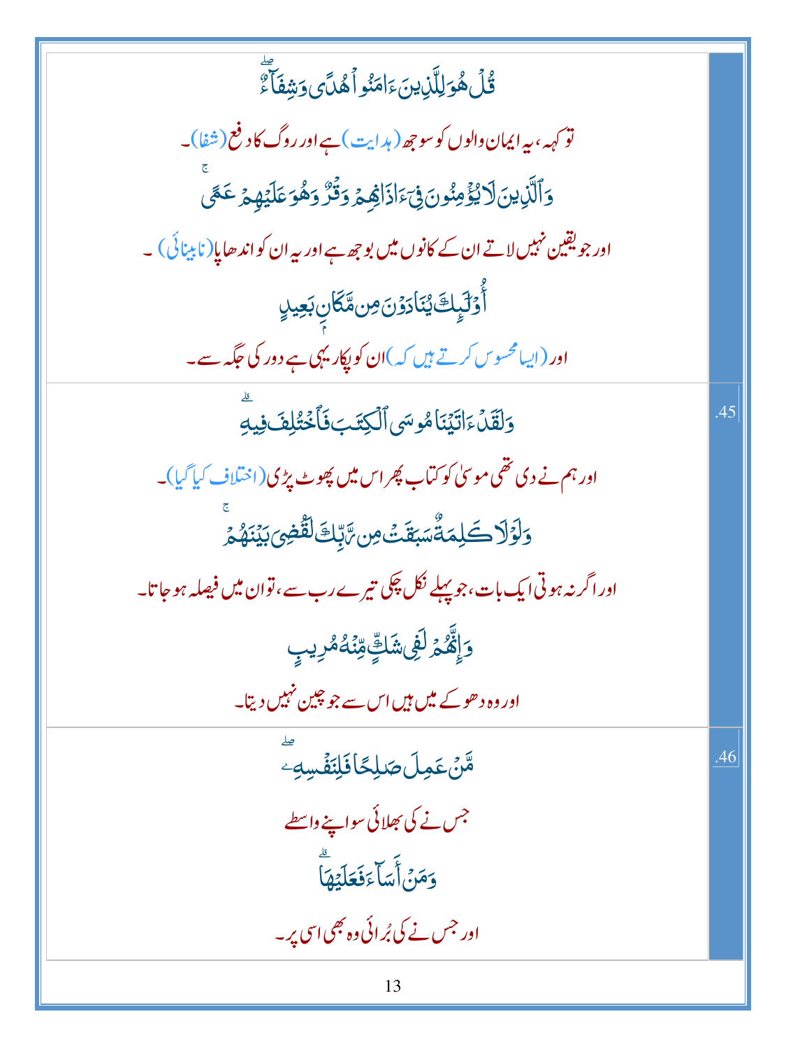| | |
|---|---|
| قُلۡ هُوَ لِلَّذِينَ ءَامَنُواْ هُدٗى وَشِفَآءٞۚ<br>تو کہہ، یہ ایمان والوں کو سوجھ (ہدایت) ہے اور روگ کا دفع (شفا)۔<br>وَٱلَّذِينَ لَا يُؤۡمِنُونَ فِيٓ ءَاذَانِهِمۡ وَقۡرٞ وَهُوَ عَلَيۡهِمۡ عَمًىۚ<br>اور جو یقین نہیں لاتے ان کے کانوں میں بوجھ ہے اور یہ ان کو اندھاپا (نابینائی) ۔<br>أُوْلَٰٓئِكَ يُنَادَوۡنَ مِن مَّكَانِۭ بَعِيدٖ<br>اور (ایسا محسوس کرتے ہیں کہ) ان کو پکار یہی ہے دور کی جگہ سے۔ | |
| وَلَقَدۡ ءَاتَيۡنَا مُوسَى ٱلۡكِتَٰبَ فَٱخۡتُلِفَ فِيهِۗ<br>اور ہم نے دی تھی موسیٰ کو کتاب پھر اس میں پھوٹ پڑی (اختلاف کیا گیا)۔<br>وَلَوۡلَا كَلِمَةٞ سَبَقَتۡ مِن رَّبِّكَ لَقُضِيَ بَيۡنَهُمۡۚ<br>اور اگر نہ ہوتی ایک بات، جو پہلے نکل چکی تیرے رب سے، تو ان میں فیصلہ ہو جاتا۔<br>وَإِنَّهُمۡ لَفِي شَكّٖ مِّنۡهُ مُرِيبٖ<br>اور وہ دھوکے میں ہیں اس سے جو چین نہیں دیتا۔ | .45 |
| مَّنۡ عَمِلَ صَٰلِحٗا فَلِنَفۡسِهِۦۖ<br>جس نے کی بھلائی سو اپنے واسطے<br>وَمَنۡ أَسَآءَ فَعَلَيۡهَاۗ<br>اور جس نے کی بُرائی وہ بھی اسی پر۔ | .46 |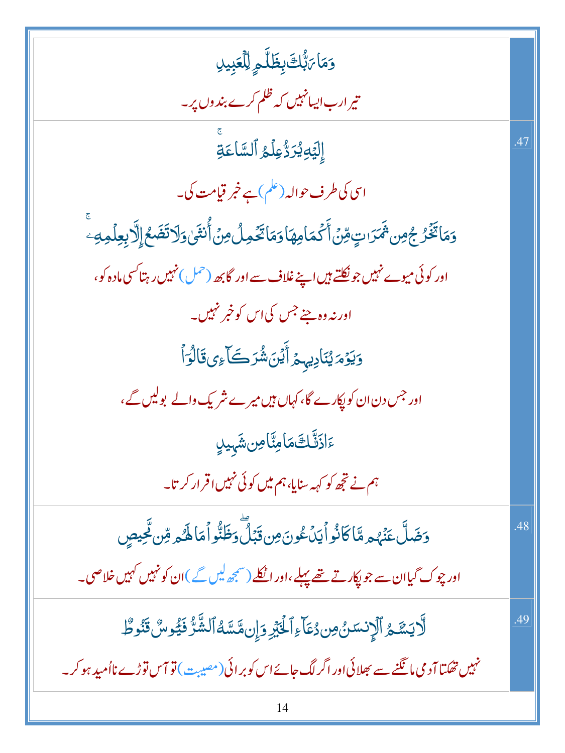| | |
|---|---|
| وَمَا رَبُّكَ بِظَلَّٰمٍ لِّلۡعَبِيدِ<br>تیرا رب ایسا نہیں کہ ظلم کرے بندوں پر۔ | |
| إِلَيۡهِ يُرَدُّ عِلۡمُ ٱلسَّاعَةِۚ<br>اسی کی طرف حوالہ (علم) ہے خبر قیامت کی۔<br>وَمَا تَخۡرُجُ مِن ثَمَرَٰتٍ مِّنۡ أَكۡمَامِهَا وَمَا تَحۡمِلُ مِنۡ أُنثَىٰ وَلَا تَضَعُ إِلَّا بِعِلۡمِهِۦۚ<br>اور کوئی میوے نہیں جو نکلتے ہیں اپنے غلاف سے اور گابھ (حمل) نہیں رہتا کسی مادہ کو،<br>اور نہ وہ جنے جس کی اس کو خبر نہیں۔<br>وَيَوۡمَ يُنَادِيهِمۡ أَيۡنَ شُرَكَآءِي قَالُوٓاْ<br>اور جس دن ان کو پکارے گا، کہاں ہیں میرے شریک والے بولیں گے،<br>ءَاذَنَّٰكَ مَا مِنَّا مِن شَهِيدٍ<br>ہم نے تجھ کو کہہ سنایا، ہم میں کوئی نہیں اقرار کرتا۔ | .47 |
| وَضَلَّ عَنۡهُم مَّا كَانُواْ يَدۡعُونَ مِن قَبۡلُۖ وَظَنُّواْ مَا لَهُم مِّن مَّحِيصٍ<br>اور چوک گیا ان سے جو پکارتے تھے پہلے، اور اٹکلے (سمجھ لیں گے) ان کو نہیں کہیں خلاصی۔ | .48 |
| لَّا يَسۡـَٔمُ ٱلۡإِنسَٰنُ مِن دُعَآءِ ٱلۡخَيۡرِ وَإِن مَّسَّهُ ٱلشَّرُّ فَيَـُٔوسٌ قَنُوطٌ<br>نہیں تھکتا آدمی مانگنے سے بھلائی اور اگر لگ جائے اس کو برائی (مصیبت) تو آس توڑے نااُمید ہو کر۔ | .49 |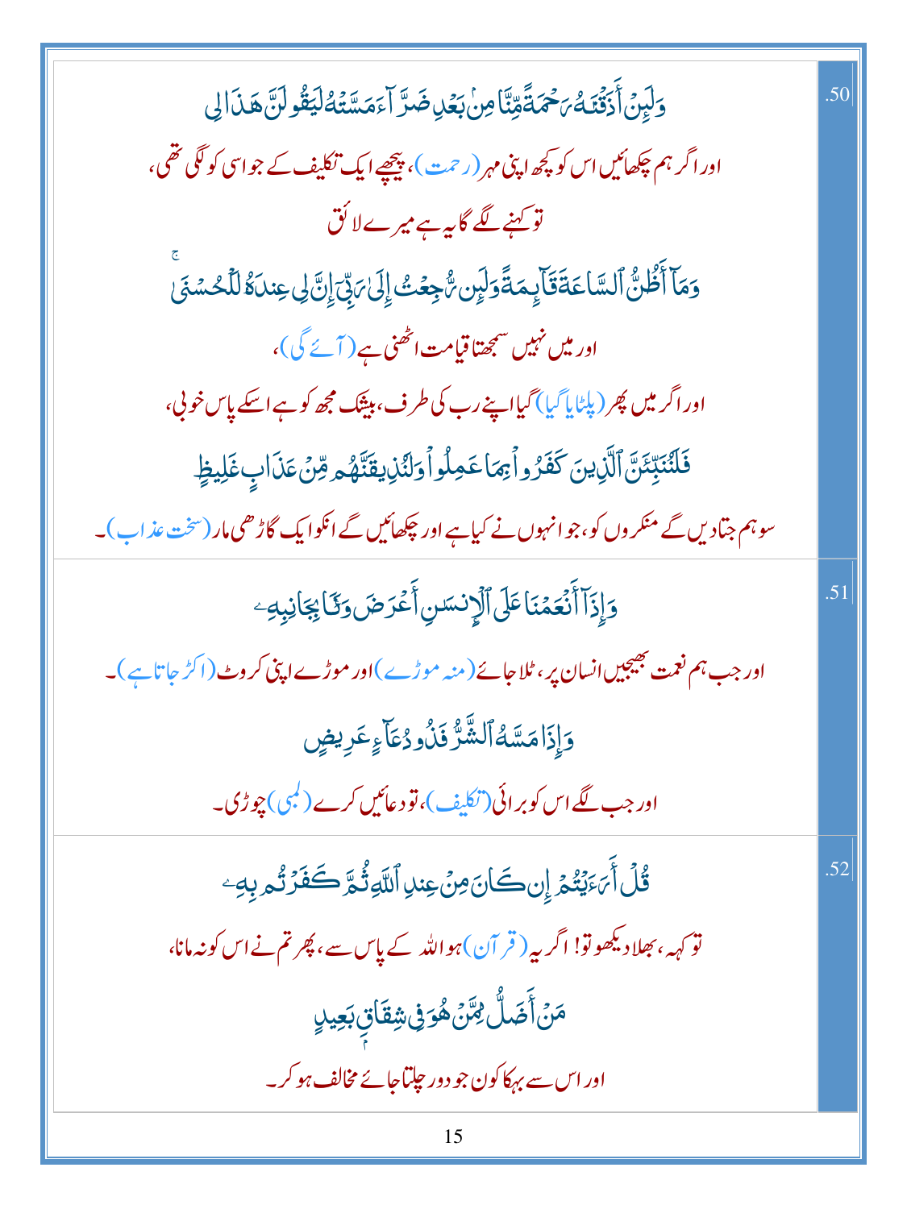| | |
|---|---|
| وَلَئِنْ أَذَقْنَاهُ رَحْمَةً مِّنَّا مِن بَعْدِ ضَرَّاءَ مَسَّتْهُ لَيَقُولَنَّ هَٰذَا لِي<br>اور اگر ہم چکھائیں اس کو کچھ اپنی مہر (رحمت)، پیچھے ایک تکلیف کے جو اسی کو لگی تھی،<br>تو کہنے لگے گا یہ ہے میرے لائق<br>وَمَا أَظُنُّ السَّاعَةَ قَائِمَةً وَلَئِن رُّجِعْتُ إِلَىٰ رَبِّي إِنَّ لِي عِندَهُ لَلْحُسْنَىٰ<br>اور میں نہیں سمجھتا قیامت اٹھنی ہے (آئے گی)،<br>اور اگر میں پھر (پلٹایا گیا) گیا اپنے رب کی طرف، بیشک مجھ کو ہے اسکے پاس خوبی،<br>فَلَنُنَبِّئَنَّ الَّذِينَ كَفَرُوا بِمَا عَمِلُوا وَلَنُذِيقَنَّهُم مِّنْ عَذَابٍ غَلِيظٍ<br>سو ہم جتادیں گے منکروں کو، جو انہوں نے کیا ہے اور چکھائیں گے انکو ایک گاڑھی مار (سخت عذاب)۔ | .50 |
| وَإِذَا أَنْعَمْنَا عَلَى الْإِنسَانِ أَعْرَضَ وَنَأَىٰ بِجَانِبِهِ<br>اور جب ہم نعمت بھیجیں انسان پر، ٹلا جائے (منہ موڑے) اور موڑے اپنی کروٹ (اکڑ جاتا ہے)۔<br>وَإِذَا مَسَّهُ الشَّرُّ فَذُو دُعَاءٍ عَرِيضٍ<br>اور جب لگے اس کو برائی (تکلیف)، تو دعائیں کرے (لمبی) چوڑی۔ | .51 |
| قُلْ أَرَأَيْتُمْ إِن كَانَ مِنْ عِندِ اللَّهِ ثُمَّ كَفَرْتُم بِهِ<br>تو کہہ، بھلا دیکھو تو! اگر یہ (قرآن) ہو اللہ کے پاس سے، پھر تم نے اس کو نہ مانا،<br>مَنْ أَضَلُّ مِمَّنْ هُوَ فِي شِقَاقٍ بَعِيدٍ<br>اور اس سے بہکا کون جو دور چلتا جائے مخالف ہو کر۔ | .52 |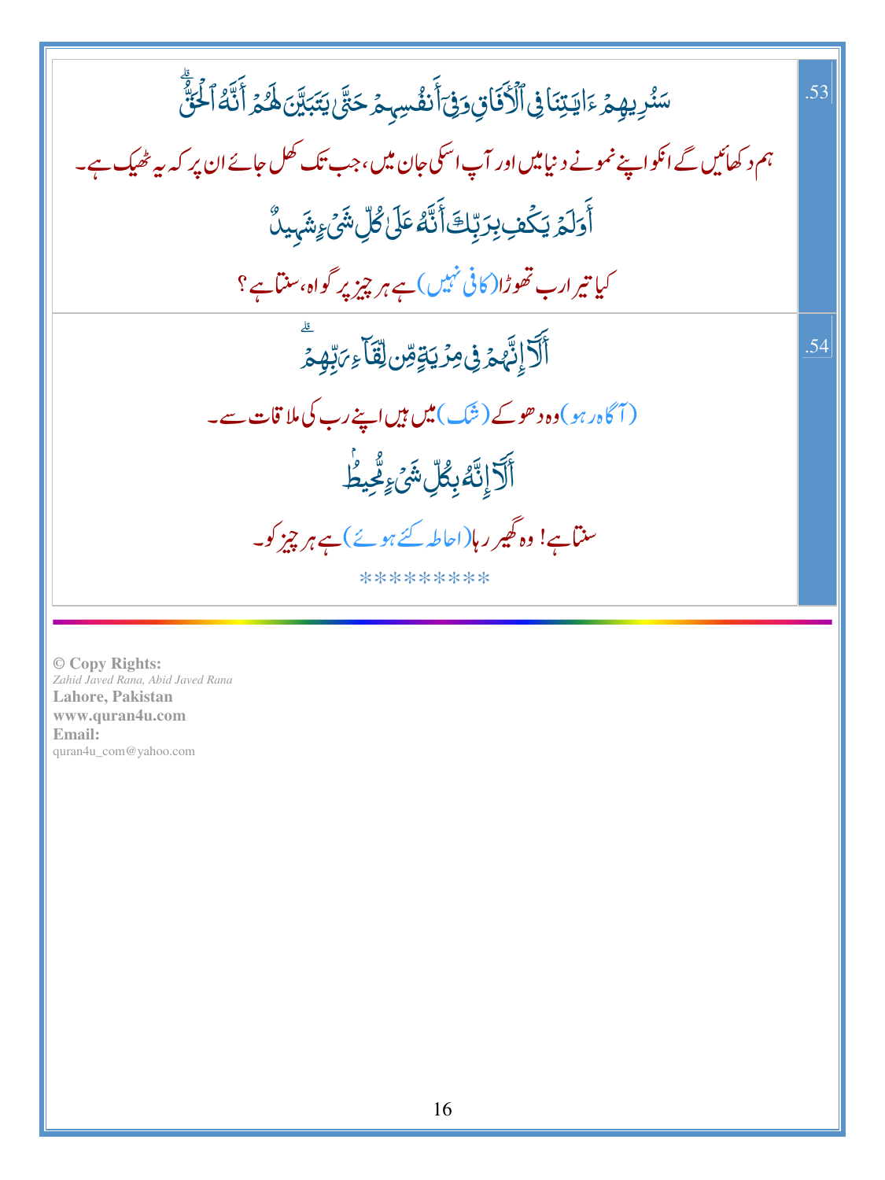| | |
|---|---|
| سَنُرِيهِمْ ءَايَـٰتِنَا فِى ٱلْءَافَاقِ وَفِىٓ أَنفُسِهِمْ حَتَّىٰ يَتَبَيَّنَ لَهُمْ أَنَّهُ ٱلْحَقُّ ۗ<br>ہم دکھائیں گے انکو اپنے نمونے دنیا میں اور آپ اسکی جان میں، جب تک کھل جائے ان پر کہ یہ ٹھیک ہے۔<br>أَوَلَمْ يَكْفِ بِرَبِّكَ أَنَّهُۥ عَلَىٰ كُلِّ شَىْءٍ شَهِيدٌ<br>کیا تیرا رب تھوڑا (کافی نہیں) ہے ہر چیز پر گواہ، سنتا ہے؟ | .53 |
| أَلَآ إِنَّهُمْ فِى مِرْيَةٍ مِّن لِّقَآءِ رَبِّهِمْ ۗ<br>(آگاہ رہو) وہ دھوکے (شک) میں ہیں اپنے رب کی ملاقات سے۔<br>أَلَآ إِنَّهُۥ بِكُلِّ شَىْءٍ مُّحِيطٌۢ<br>سنتا ہے! وہ گھیر رہا (احاطہ کئے ہوئے) ہے ہر چیز کو۔<br>********* | .54 |

© Copy Rights:
*Zahid Javed Rana, Abid Javed Rana*
**Lahore, Pakistan**
**www.quran4u.com**
**Email:**
quran4u_com@yahoo.com